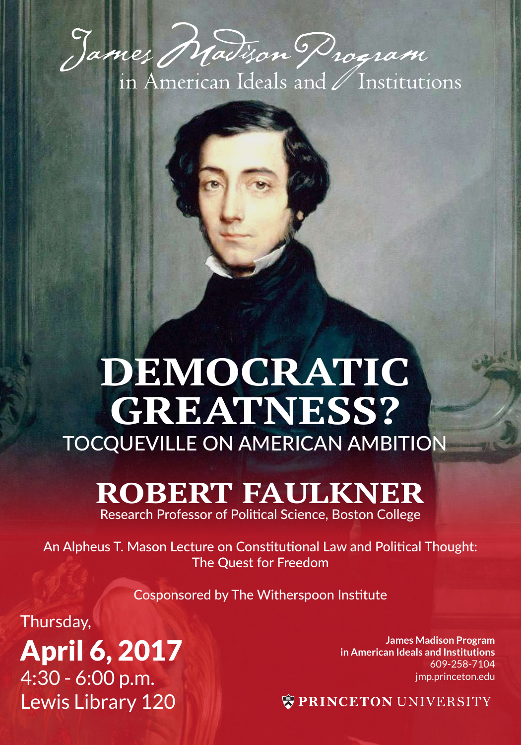James Madison Program
in American Ideals and Institutions

# DEMOCRATIC GREATNESS?

## TOCQUEVILLE ON AMERICAN AMBITION

## ROBERT FAULKNER

Research Professor of Political Science, Boston College

An Alpheus T. Mason Lecture on Constitutional Law and Political Thought: The Quest for Freedom

Cosponsored by The Witherspoon Institute

Thursday,
**April 6, 2017**
4:30 - 6:00 p.m.
Lewis Library 120

**James Madison Program in American Ideals and Institutions**
609-258-7104
jmp.princeton.edu

PRINCETON UNIVERSITY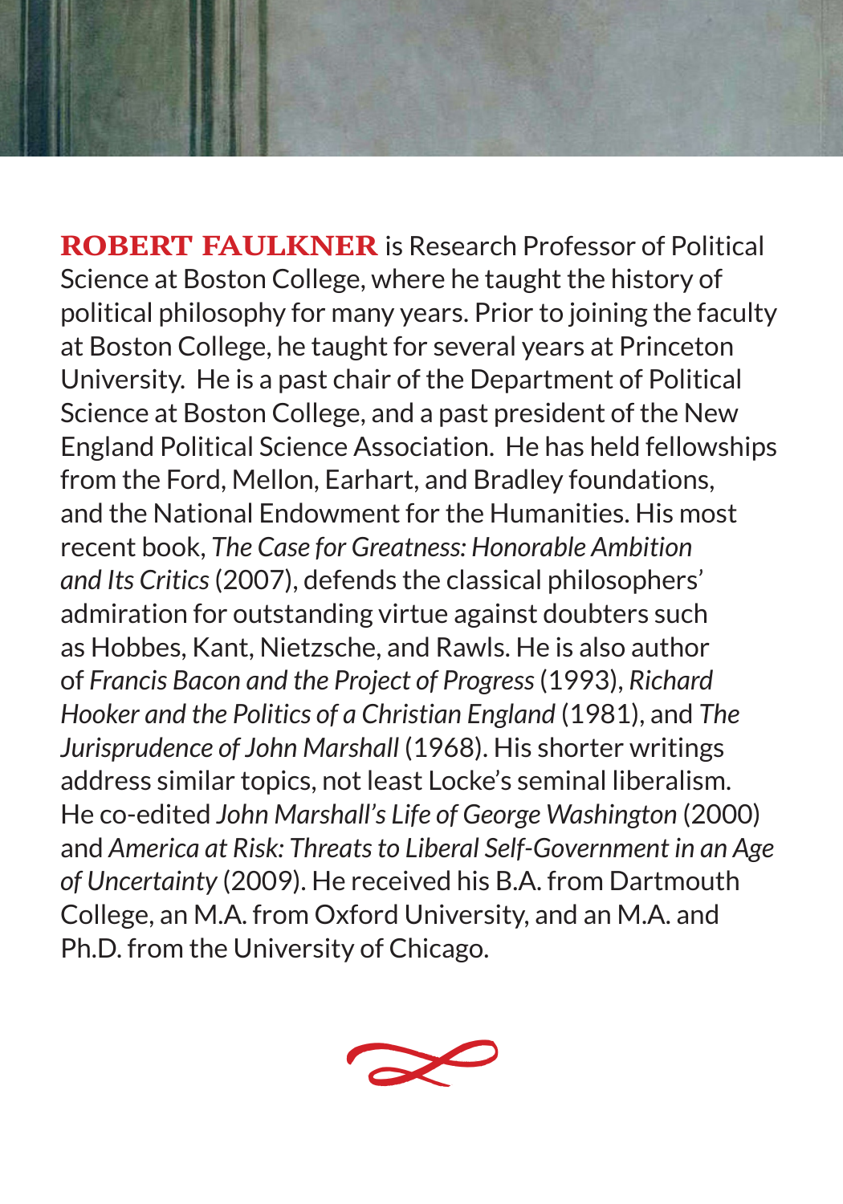**ROBERT FAULKNER** is Research Professor of Political Science at Boston College, where he taught the history of political philosophy for many years. Prior to joining the faculty at Boston College, he taught for several years at Princeton University. He is a past chair of the Department of Political Science at Boston College, and a past president of the New England Political Science Association. He has held fellowships from the Ford, Mellon, Earhart, and Bradley foundations, and the National Endowment for the Humanities. His most recent book, *The Case for Greatness: Honorable Ambition and Its Critics* (2007), defends the classical philosophers' admiration for outstanding virtue against doubters such as Hobbes, Kant, Nietzsche, and Rawls. He is also author of *Francis Bacon and the Project of Progress* (1993), *Richard Hooker and the Politics of a Christian England* (1981), and *The Jurisprudence of John Marshall* (1968). His shorter writings address similar topics, not least Locke's seminal liberalism. He co-edited *John Marshall's Life of George Washington* (2000) and *America at Risk: Threats to Liberal Self-Government in an Age of Uncertainty* (2009). He received his B.A. from Dartmouth College, an M.A. from Oxford University, and an M.A. and Ph.D. from the University of Chicago.